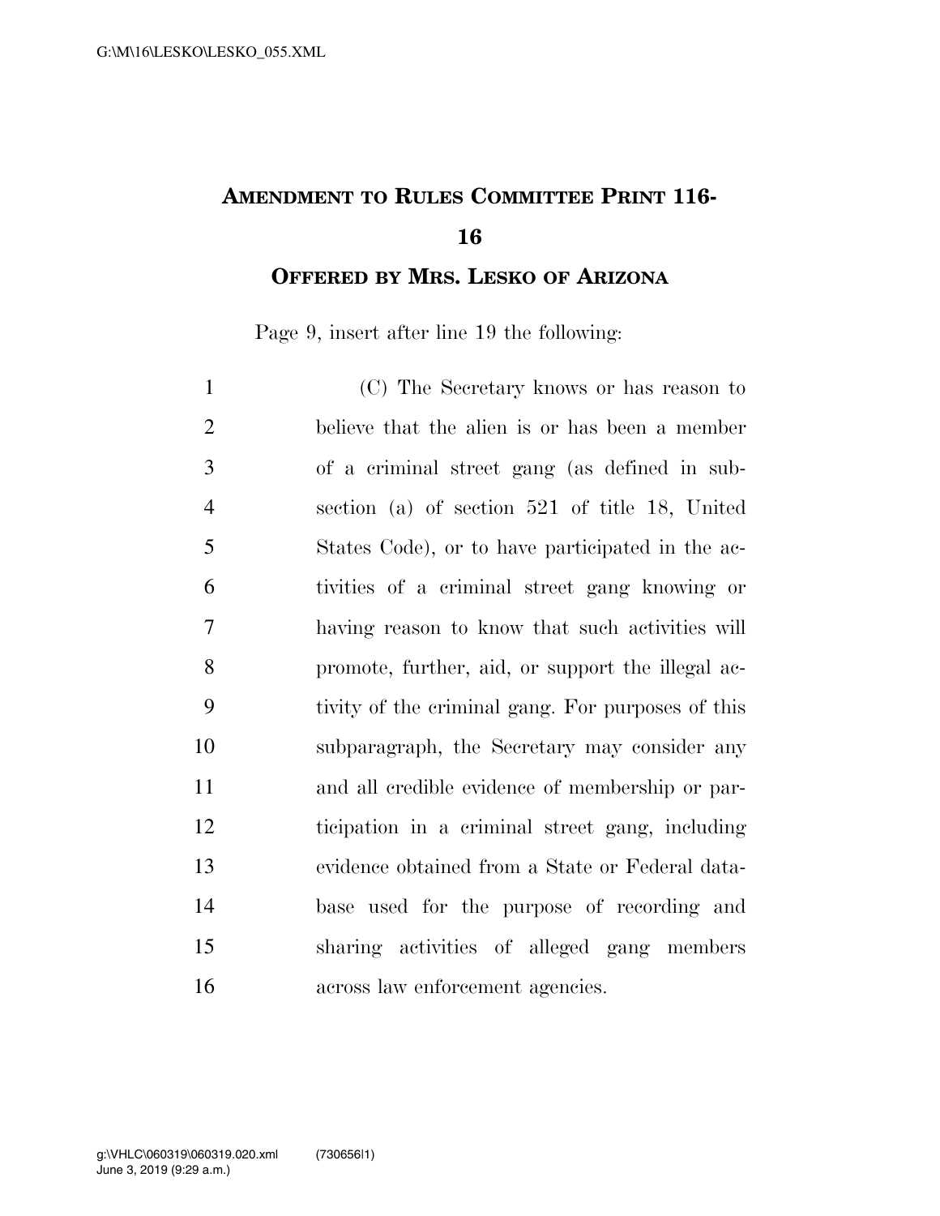# AMENDMENT TO RULES COMMITTEE PRINT 116-16

## OFFERED BY MRS. LESKO OF ARIZONA

Page 9, insert after line 19 the following:

(C) The Secretary knows or has reason to believe that the alien is or has been a member of a criminal street gang (as defined in subsection (a) of section 521 of title 18, United States Code), or to have participated in the activities of a criminal street gang knowing or having reason to know that such activities will promote, further, aid, or support the illegal activity of the criminal gang. For purposes of this subparagraph, the Secretary may consider any and all credible evidence of membership or participation in a criminal street gang, including evidence obtained from a State or Federal database used for the purpose of recording and sharing activities of alleged gang members across law enforcement agencies.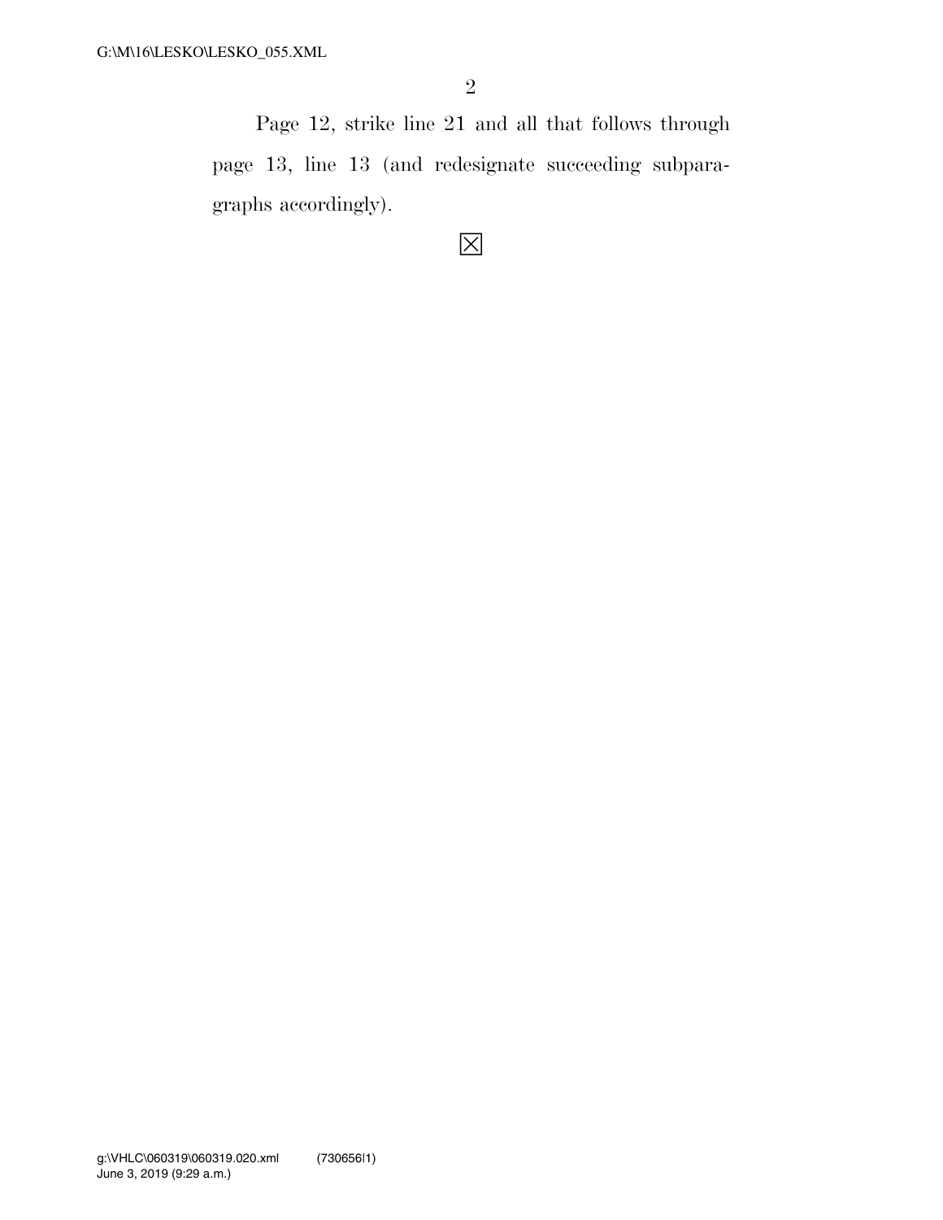Page 12, strike line 21 and all that follows through page 13, line 13 (and redesignate succeeding subparagraphs accordingly).

☒